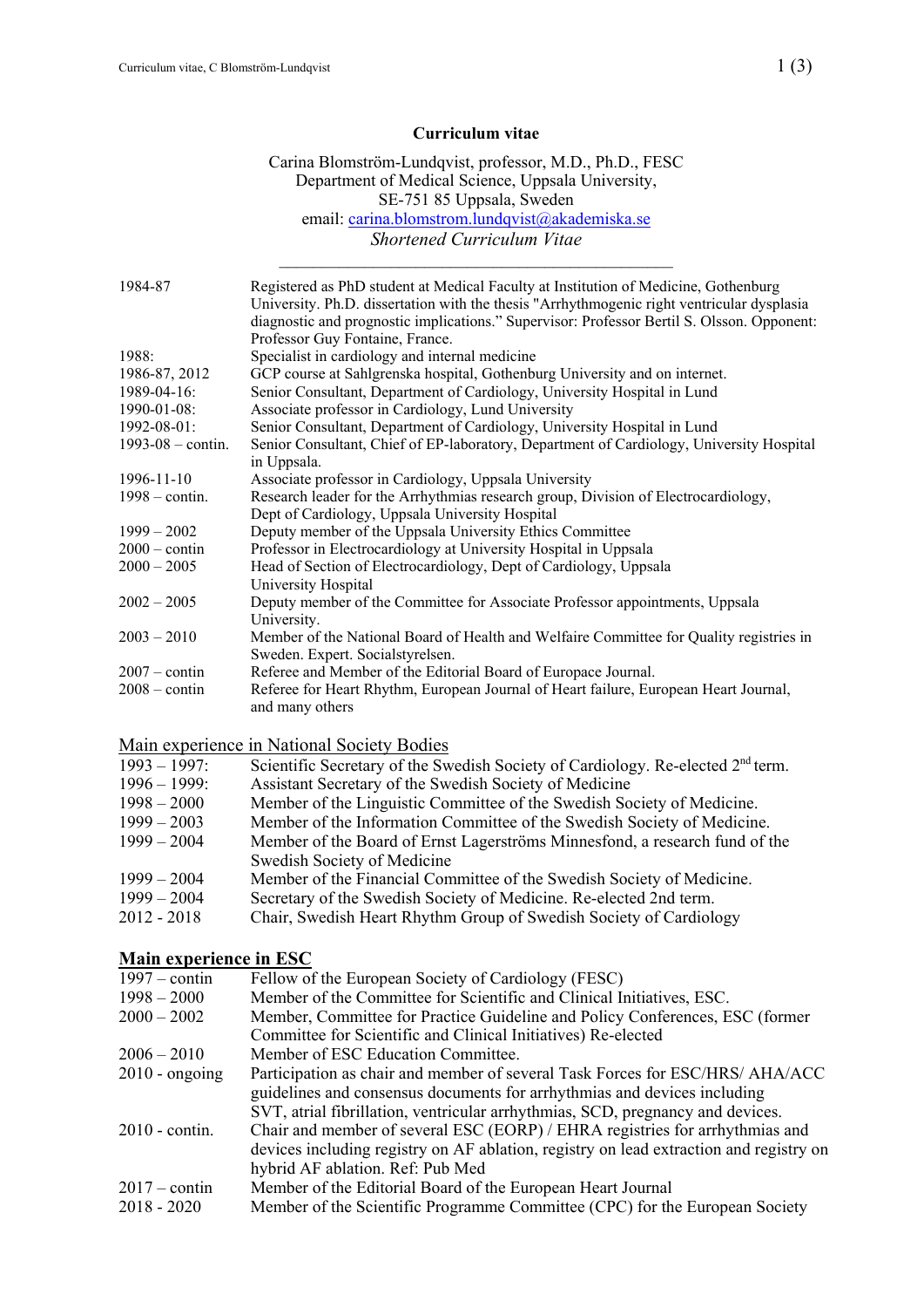# Curriculum vitae

Carina Blomström-Lundqvist, professor, M.D., Ph.D., FESC
Department of Medical Science, Uppsala University,
SE-751 85 Uppsala, Sweden
email: carina.blomstrom.lundqvist@akademiska.se
*Shortened Curriculum Vitae*

---

| | |
|---|---|
| 1984-87 | Registered as PhD student at Medical Faculty at Institution of Medicine, Gothenburg University. Ph.D. dissertation with the thesis "Arrhythmogenic right ventricular dysplasia diagnostic and prognostic implications." Supervisor: Professor Bertil S. Olsson. Opponent: Professor Guy Fontaine, France. |
| 1988: | Specialist in cardiology and internal medicine |
| 1986-87, 2012 | GCP course at Sahlgrenska hospital, Gothenburg University and on internet. |
| 1989-04-16: | Senior Consultant, Department of Cardiology, University Hospital in Lund |
| 1990-01-08: | Associate professor in Cardiology, Lund University |
| 1992-08-01: | Senior Consultant, Department of Cardiology, University Hospital in Lund |
| 1993-08 – contin. | Senior Consultant, Chief of EP-laboratory, Department of Cardiology, University Hospital in Uppsala. |
| 1996-11-10 | Associate professor in Cardiology, Uppsala University |
| 1998 – contin. | Research leader for the Arrhythmias research group, Division of Electrocardiology, Dept of Cardiology, Uppsala University Hospital |
| 1999 – 2002 | Deputy member of the Uppsala University Ethics Committee |
| 2000 – contin | Professor in Electrocardiology at University Hospital in Uppsala |
| 2000 – 2005 | Head of Section of Electrocardiology, Dept of Cardiology, Uppsala University Hospital |
| 2002 – 2005 | Deputy member of the Committee for Associate Professor appointments, Uppsala University. |
| 2003 – 2010 | Member of the National Board of Health and Welfaire Committee for Quality registries in Sweden. Expert. Socialstyrelsen. |
| 2007 – contin | Referee and Member of the Editorial Board of Europace Journal. |
| 2008 – contin | Referee for Heart Rhythm, European Journal of Heart failure, European Heart Journal, and many others |

## Main experience in National Society Bodies

| | |
|---|---|
| 1993 – 1997: | Scientific Secretary of the Swedish Society of Cardiology. Re-elected 2nd term. |
| 1996 – 1999: | Assistant Secretary of the Swedish Society of Medicine |
| 1998 – 2000 | Member of the Linguistic Committee of the Swedish Society of Medicine. |
| 1999 – 2003 | Member of the Information Committee of the Swedish Society of Medicine. |
| 1999 – 2004 | Member of the Board of Ernst Lagerströms Minnesfond, a research fund of the Swedish Society of Medicine |
| 1999 – 2004 | Member of the Financial Committee of the Swedish Society of Medicine. |
| 1999 – 2004 | Secretary of the Swedish Society of Medicine. Re-elected 2nd term. |
| 2012 - 2018 | Chair, Swedish Heart Rhythm Group of Swedish Society of Cardiology |

## Main experience in ESC

| | |
|---|---|
| 1997 – contin | Fellow of the European Society of Cardiology (FESC) |
| 1998 – 2000 | Member of the Committee for Scientific and Clinical Initiatives, ESC. |
| 2000 – 2002 | Member, Committee for Practice Guideline and Policy Conferences, ESC (former Committee for Scientific and Clinical Initiatives) Re-elected |
| 2006 – 2010 | Member of ESC Education Committee. |
| 2010 - ongoing | Participation as chair and member of several Task Forces for ESC/HRS/ AHA/ACC guidelines and consensus documents for arrhythmias and devices including SVT, atrial fibrillation, ventricular arrhythmias, SCD, pregnancy and devices. |
| 2010 - contin. | Chair and member of several ESC (EORP) / EHRA registries for arrhythmias and devices including registry on AF ablation, registry on lead extraction and registry on hybrid AF ablation. Ref: Pub Med |
| 2017 – contin | Member of the Editorial Board of the European Heart Journal |
| 2018 - 2020 | Member of the Scientific Programme Committee (CPC) for the European Society |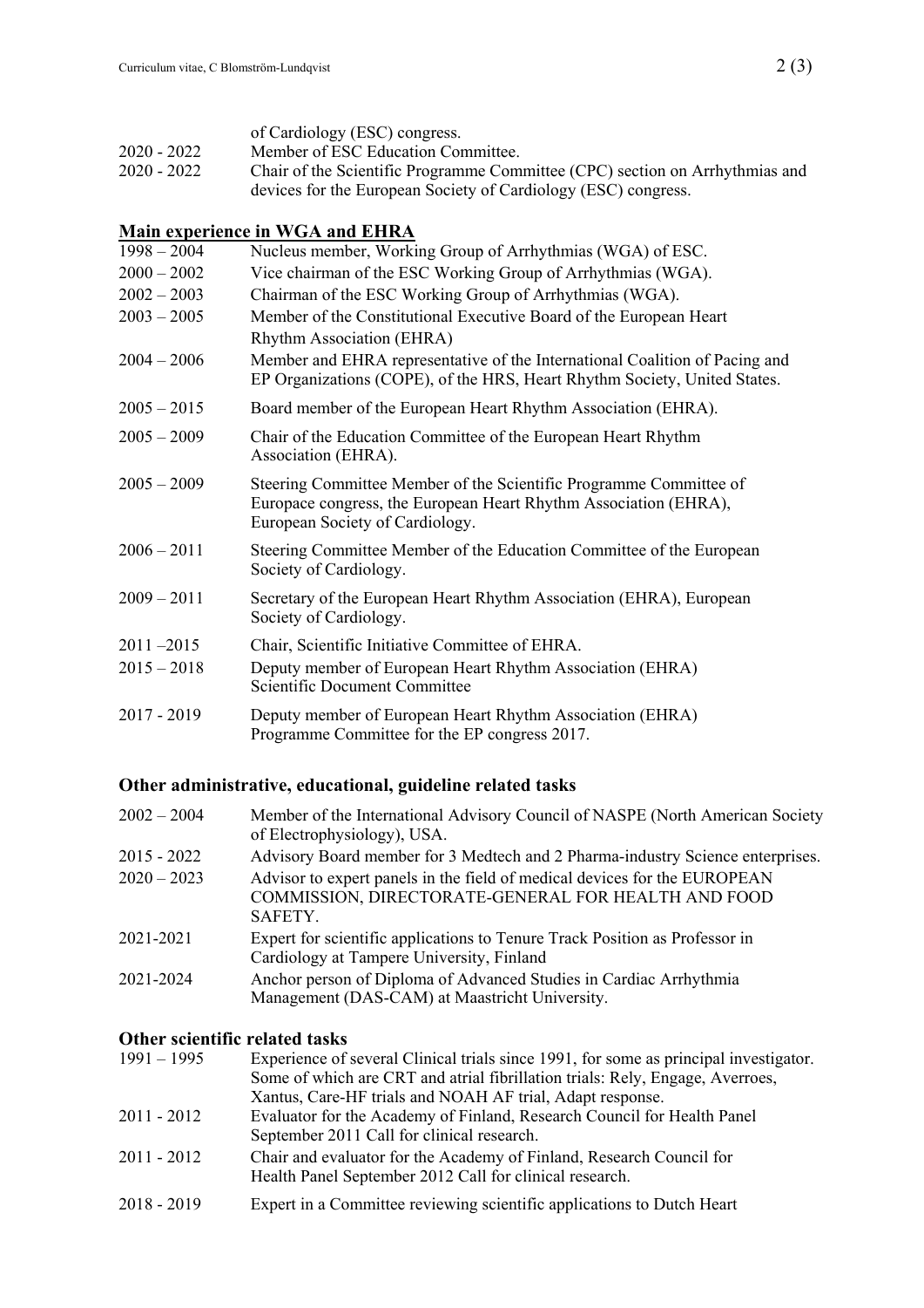| | |
|---|---|
| | of Cardiology (ESC) congress. |
| 2020 - 2022 | Member of ESC Education Committee. |
| 2020 - 2022 | Chair of the Scientific Programme Committee (CPC) section on Arrhythmias and devices for the European Society of Cardiology (ESC) congress. |

## Main experience in WGA and EHRA

| | |
|---|---|
| 1998 – 2004 | Nucleus member, Working Group of Arrhythmias (WGA) of ESC. |
| 2000 – 2002 | Vice chairman of the ESC Working Group of Arrhythmias (WGA). |
| 2002 – 2003 | Chairman of the ESC Working Group of Arrhythmias (WGA). |
| 2003 – 2005 | Member of the Constitutional Executive Board of the European Heart Rhythm Association (EHRA) |
| 2004 – 2006 | Member and EHRA representative of the International Coalition of Pacing and EP Organizations (COPE), of the HRS, Heart Rhythm Society, United States. |
| 2005 – 2015 | Board member of the European Heart Rhythm Association (EHRA). |
| 2005 – 2009 | Chair of the Education Committee of the European Heart Rhythm Association (EHRA). |
| 2005 – 2009 | Steering Committee Member of the Scientific Programme Committee of Europace congress, the European Heart Rhythm Association (EHRA), European Society of Cardiology. |
| 2006 – 2011 | Steering Committee Member of the Education Committee of the European Society of Cardiology. |
| 2009 – 2011 | Secretary of the European Heart Rhythm Association (EHRA), European Society of Cardiology. |
| 2011 –2015 | Chair, Scientific Initiative Committee of EHRA. |
| 2015 – 2018 | Deputy member of European Heart Rhythm Association (EHRA) Scientific Document Committee |
| 2017 - 2019 | Deputy member of European Heart Rhythm Association (EHRA) Programme Committee for the EP congress 2017. |

## Other administrative, educational, guideline related tasks

| | |
|---|---|
| 2002 – 2004 | Member of the International Advisory Council of NASPE (North American Society of Electrophysiology), USA. |
| 2015 - 2022 | Advisory Board member for 3 Medtech and 2 Pharma-industry Science enterprises. |
| 2020 – 2023 | Advisor to expert panels in the field of medical devices for the EUROPEAN COMMISSION, DIRECTORATE-GENERAL FOR HEALTH AND FOOD SAFETY. |
| 2021-2021 | Expert for scientific applications to Tenure Track Position as Professor in Cardiology at Tampere University, Finland |
| 2021-2024 | Anchor person of Diploma of Advanced Studies in Cardiac Arrhythmia Management (DAS-CAM) at Maastricht University. |

## Other scientific related tasks

| | |
|---|---|
| 1991 – 1995 | Experience of several Clinical trials since 1991, for some as principal investigator. Some of which are CRT and atrial fibrillation trials: Rely, Engage, Averroes, Xantus, Care-HF trials and NOAH AF trial, Adapt response. |
| 2011 - 2012 | Evaluator for the Academy of Finland, Research Council for Health Panel September 2011 Call for clinical research. |
| 2011 - 2012 | Chair and evaluator for the Academy of Finland, Research Council for Health Panel September 2012 Call for clinical research. |
| 2018 - 2019 | Expert in a Committee reviewing scientific applications to Dutch Heart |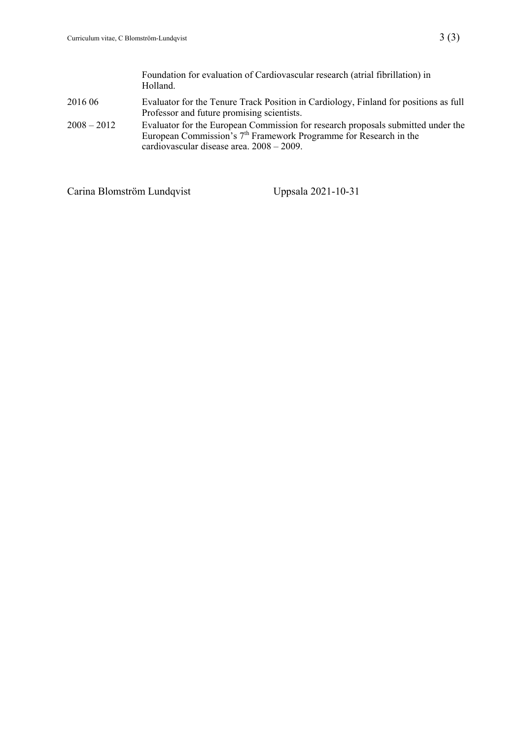| | |
|---|---|
| | Foundation for evaluation of Cardiovascular research (atrial fibrillation) in Holland. |
| 2016 06 | Evaluator for the Tenure Track Position in Cardiology, Finland for positions as full Professor and future promising scientists. |
| 2008 – 2012 | Evaluator for the European Commission for research proposals submitted under the European Commission's 7$^{th}$ Framework Programme for Research in the cardiovascular disease area. 2008 – 2009. |

Carina Blomström Lundqvist Uppsala 2021-10-31